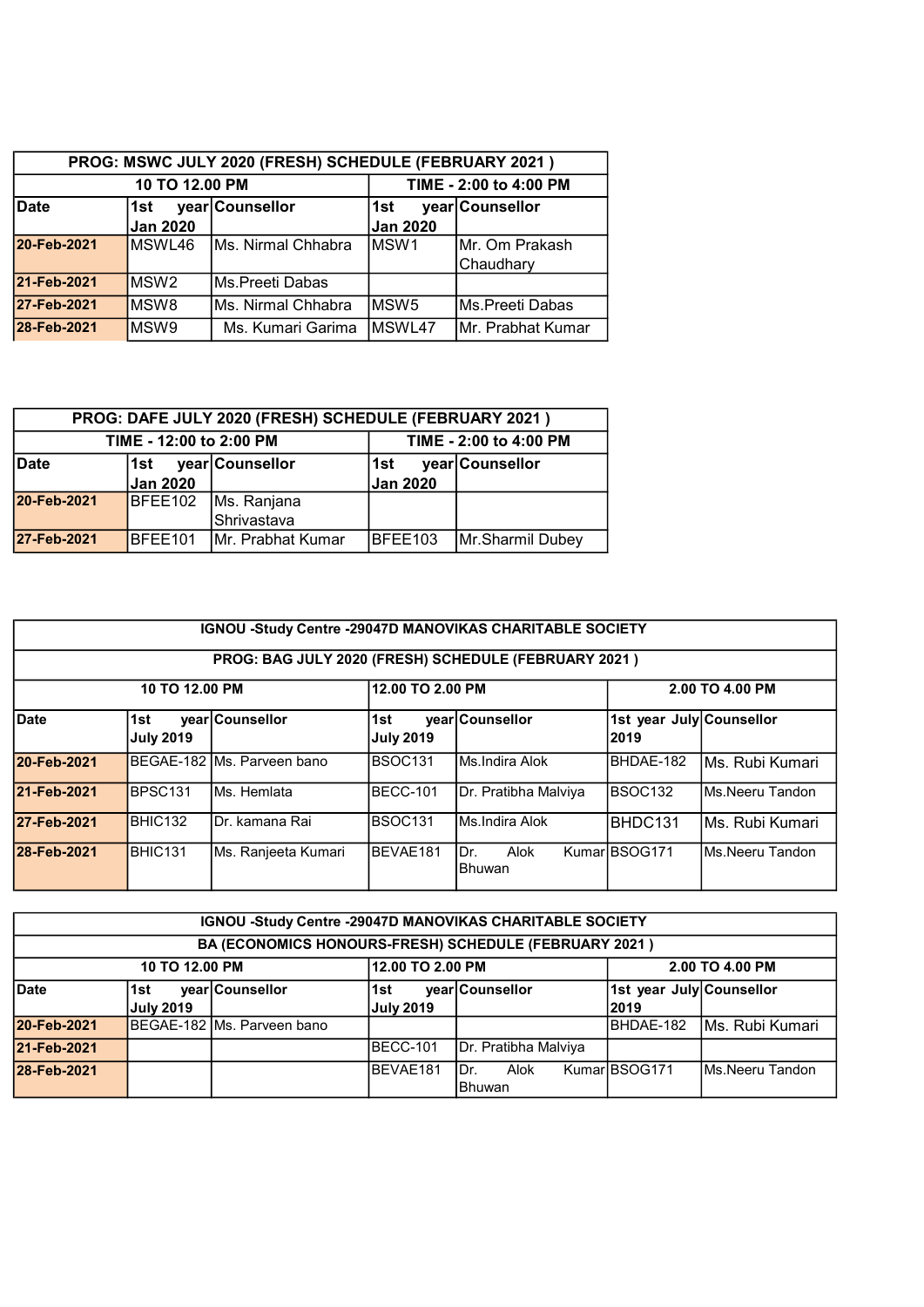| PROG: MSWC JULY 2020 (FRESH) SCHEDULE (FEBRUARY 2021 ) | | | | |
|---|---|---|---|---|
| 10 TO 12.00 PM | | | TIME - 2:00 to 4:00 PM | |
| Date | 1st year Jan 2020 | Counsellor | 1st year Jan 2020 | Counsellor |
| 20-Feb-2021 | MSWL46 | Ms. Nirmal Chhabra | MSW1 | Mr. Om Prakash Chaudhary |
| 21-Feb-2021 | MSW2 | Ms.Preeti Dabas | | |
| 27-Feb-2021 | MSW8 | Ms. Nirmal Chhabra | MSW5 | Ms.Preeti Dabas |
| 28-Feb-2021 | MSW9 | Ms. Kumari Garima | MSWL47 | Mr. Prabhat Kumar |

| PROG: DAFE JULY 2020 (FRESH) SCHEDULE (FEBRUARY 2021 ) | | | | |
|---|---|---|---|---|
| TIME - 12:00 to 2:00 PM | | | TIME - 2:00 to 4:00 PM | |
| Date | 1st year Jan 2020 | Counsellor | 1st year Jan 2020 | Counsellor |
| 20-Feb-2021 | BFEE102 | Ms. Ranjana Shrivastava | | |
| 27-Feb-2021 | BFEE101 | Mr. Prabhat Kumar | BFEE103 | Mr.Sharmil Dubey |

| IGNOU -Study Centre -29047D MANOVIKAS CHARITABLE SOCIETY | | | | | | |
|---|---|---|---|---|---|---|
| PROG: BAG JULY 2020 (FRESH) SCHEDULE (FEBRUARY 2021 ) | | | | | | |
| 10 TO 12.00 PM | | | 12.00 TO 2.00 PM | | 2.00 TO 4.00 PM | |
| Date | 1st year July 2019 | Counsellor | 1st year July 2019 | Counsellor | 1st year July 2019 | Counsellor |
| 20-Feb-2021 | BEGAE-182 | Ms. Parveen bano | BSOC131 | Ms.Indira Alok | BHDAE-182 | Ms. Rubi Kumari |
| 21-Feb-2021 | BPSC131 | Ms. Hemlata | BECC-101 | Dr. Pratibha Malviya | BSOC132 | Ms.Neeru Tandon |
| 27-Feb-2021 | BHIC132 | Dr. kamana Rai | BSOC131 | Ms.Indira Alok | BHDC131 | Ms. Rubi Kumari |
| 28-Feb-2021 | BHIC131 | Ms. Ranjeeta Kumari | BEVAE181 | Dr. Alok Kumar Bhuwan | BSOG171 | Ms.Neeru Tandon |

| IGNOU -Study Centre -29047D MANOVIKAS CHARITABLE SOCIETY | | | | | | |
|---|---|---|---|---|---|---|
| BA (ECONOMICS HONOURS-FRESH) SCHEDULE (FEBRUARY 2021 ) | | | | | | |
| 10 TO 12.00 PM | | | 12.00 TO 2.00 PM | | 2.00 TO 4.00 PM | |
| Date | 1st year July 2019 | Counsellor | 1st year July 2019 | Counsellor | 1st year July 2019 | Counsellor |
| 20-Feb-2021 | BEGAE-182 | Ms. Parveen bano | | | BHDAE-182 | Ms. Rubi Kumari |
| 21-Feb-2021 | | | BECC-101 | Dr. Pratibha Malviya | | |
| 28-Feb-2021 | | | BEVAE181 | Dr. Alok Kumar Bhuwan | BSOG171 | Ms.Neeru Tandon |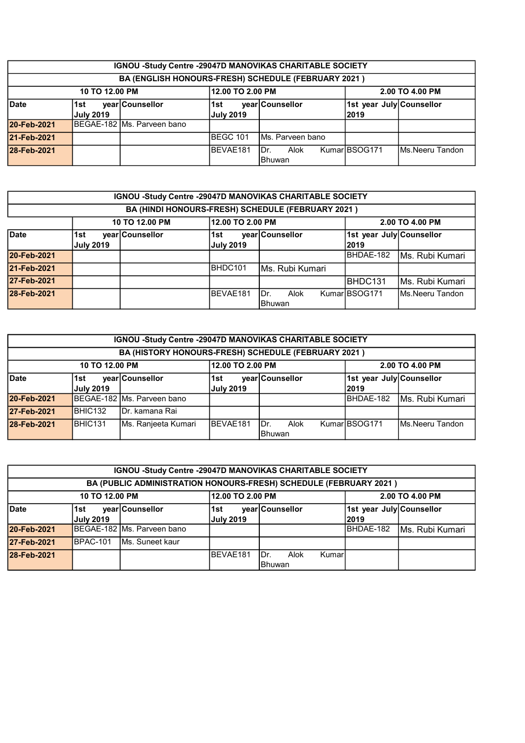| IGNOU -Study Centre -29047D MANOVIKAS CHARITABLE SOCIETY | | | | | |
|---|---|---|---|---|---|
| BA (ENGLISH HONOURS-FRESH) SCHEDULE (FEBRUARY 2021 ) | | | | | |
| 10 TO 12.00 PM | | 12.00 TO 2.00 PM | | 2.00 TO 4.00 PM | |
| **Date** | **1st year July 2019** | **Counsellor** | **1st year July 2019** | **Counsellor** | **1st year July 2019** | **Counsellor** |
| **20-Feb-2021** | BEGAE-182 | Ms. Parveen bano | | | | |
| **21-Feb-2021** | | | BEGC 101 | Ms. Parveen bano | | |
| **28-Feb-2021** | | | BEVAE181 | Dr. Alok Kumar Bhuwan | BSOG171 | Ms.Neeru Tandon |

| IGNOU -Study Centre -29047D MANOVIKAS CHARITABLE SOCIETY | | | | | | |
|---|---|---|---|---|---|---|
| BA (HINDI HONOURS-FRESH) SCHEDULE (FEBRUARY 2021 ) | | | | | | |
| | 10 TO 12.00 PM | | 12.00 TO 2.00 PM | | 2.00 TO 4.00 PM | |
| **Date** | **1st year July 2019** | **Counsellor** | **1st year July 2019** | **Counsellor** | **1st year July 2019** | **Counsellor** |
| **20-Feb-2021** | | | | | BHDAE-182 | Ms. Rubi Kumari |
| **21-Feb-2021** | | | BHDC101 | Ms. Rubi Kumari | | |
| **27-Feb-2021** | | | | | BHDC131 | Ms. Rubi Kumari |
| **28-Feb-2021** | | | BEVAE181 | Dr. Alok Kumar Bhuwan | BSOG171 | Ms.Neeru Tandon |

| IGNOU -Study Centre -29047D MANOVIKAS CHARITABLE SOCIETY | | | | | | |
|---|---|---|---|---|---|---|
| BA (HISTORY HONOURS-FRESH) SCHEDULE (FEBRUARY 2021 ) | | | | | | |
| 10 TO 12.00 PM | | | 12.00 TO 2.00 PM | | 2.00 TO 4.00 PM | |
| **Date** | **1st year July 2019** | **Counsellor** | **1st year July 2019** | **Counsellor** | **1st year July 2019** | **Counsellor** |
| **20-Feb-2021** | BEGAE-182 | Ms. Parveen bano | | | BHDAE-182 | Ms. Rubi Kumari |
| **27-Feb-2021** | BHIC132 | Dr. kamana Rai | | | | |
| **28-Feb-2021** | BHIC131 | Ms. Ranjeeta Kumari | BEVAE181 | Dr. Alok Kumar Bhuwan | BSOG171 | Ms.Neeru Tandon |

| IGNOU -Study Centre -29047D MANOVIKAS CHARITABLE SOCIETY | | | | | | |
|---|---|---|---|---|---|---|
| BA (PUBLIC ADMINISTRATION HONOURS-FRESH) SCHEDULE (FEBRUARY 2021 ) | | | | | | |
| 10 TO 12.00 PM | | | 12.00 TO 2.00 PM | | 2.00 TO 4.00 PM | |
| **Date** | **1st year July 2019** | **Counsellor** | **1st year July 2019** | **Counsellor** | **1st year July 2019** | **Counsellor** |
| **20-Feb-2021** | BEGAE-182 | Ms. Parveen bano | | | BHDAE-182 | Ms. Rubi Kumari |
| **27-Feb-2021** | BPAC-101 | Ms. Suneet kaur | | | | |
| **28-Feb-2021** | | | BEVAE181 | Dr. Alok Kumar Bhuwan | | |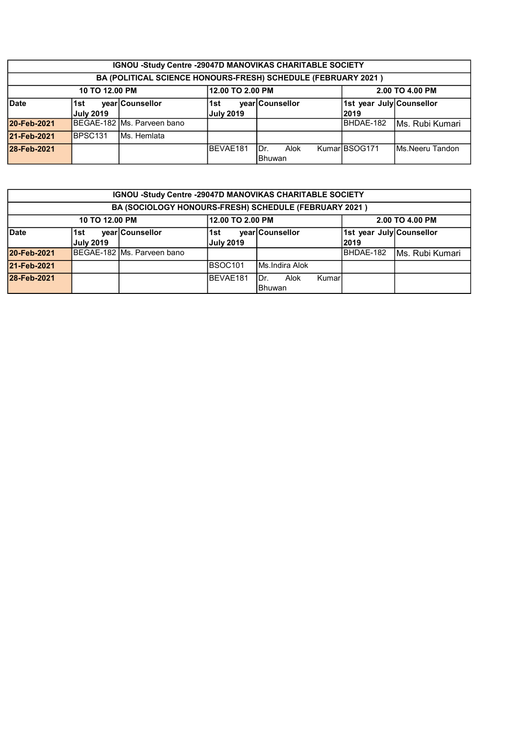| IGNOU -Study Centre -29047D MANOVIKAS CHARITABLE SOCIETY | | | | | | |
|---|---|---|---|---|---|---|
| BA (POLITICAL SCIENCE HONOURS-FRESH) SCHEDULE (FEBRUARY 2021 ) | | | | | | |
| 10 TO 12.00 PM | | | 12.00 TO 2.00 PM | | 2.00 TO 4.00 PM | |
| Date | 1st year July 2019 | Counsellor | 1st year July 2019 | Counsellor | 1st year July 2019 | Counsellor |
| 20-Feb-2021 | BEGAE-182 | Ms. Parveen bano | | | BHDAE-182 | Ms. Rubi Kumari |
| 21-Feb-2021 | BPSC131 | Ms. Hemlata | | | | |
| 28-Feb-2021 | | | BEVAE181 | Dr. Alok Kumar Bhuwan | BSOG171 | Ms.Neeru Tandon |

| IGNOU -Study Centre -29047D MANOVIKAS CHARITABLE SOCIETY | | | | | | |
|---|---|---|---|---|---|---|
| BA (SOCIOLOGY HONOURS-FRESH) SCHEDULE (FEBRUARY 2021 ) | | | | | | |
| 10 TO 12.00 PM | | | 12.00 TO 2.00 PM | | 2.00 TO 4.00 PM | |
| Date | 1st year July 2019 | Counsellor | 1st year July 2019 | Counsellor | 1st year July 2019 | Counsellor |
| 20-Feb-2021 | BEGAE-182 | Ms. Parveen bano | | | BHDAE-182 | Ms. Rubi Kumari |
| 21-Feb-2021 | | | BSOC101 | Ms.Indira Alok | | |
| 28-Feb-2021 | | | BEVAE181 | Dr. Alok Kumar Bhuwan | | |